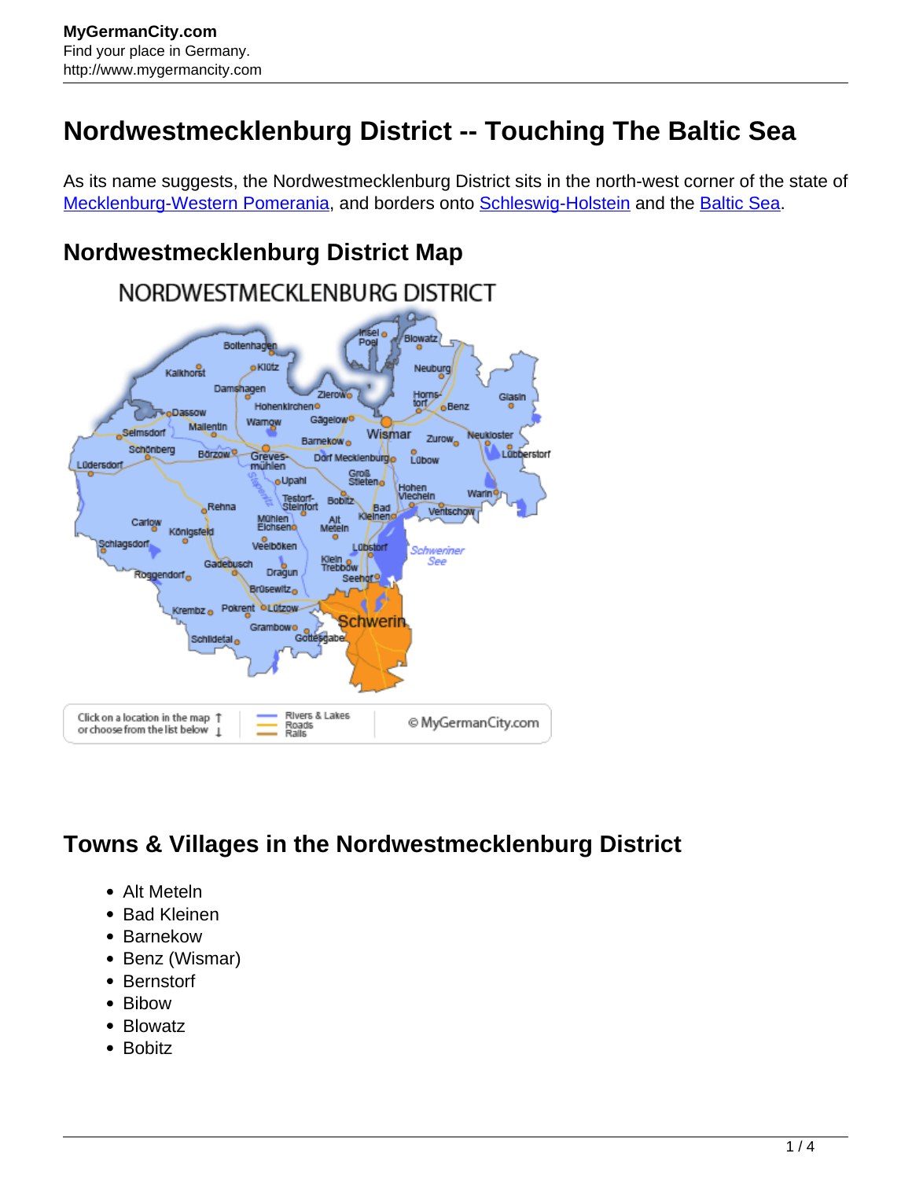**MyGermanCity.com**
Find your place in Germany.
http://www.mygermancity.com

# Nordwestmecklenburg District -- Touching The Baltic Sea

As its name suggests, the Nordwestmecklenburg District sits in the north-west corner of the state of Mecklenburg-Western Pomerania, and borders onto Schleswig-Holstein and the Baltic Sea.

## Nordwestmecklenburg District Map

## Towns & Villages in the Nordwestmecklenburg District

- Alt Meteln
- Bad Kleinen
- Barnekow
- Benz (Wismar)
- Bernstorf
- Bibow
- Blowatz
- Bobitz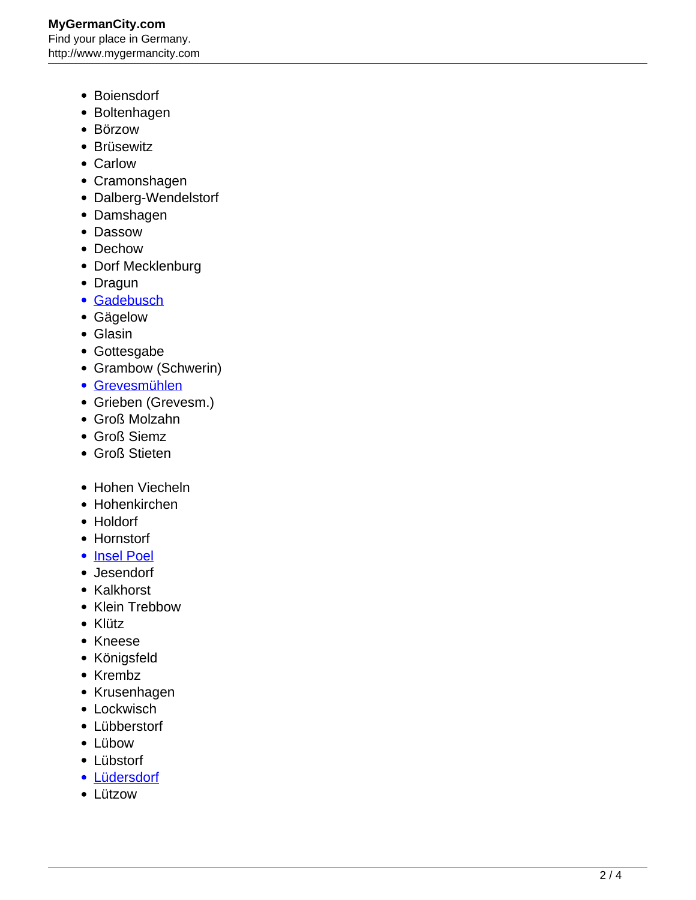- Boiensdorf
- Boltenhagen
- Börzow
- Brüsewitz
- Carlow
- Cramonshagen
- Dalberg-Wendelstorf
- Damshagen
- Dassow
- Dechow
- Dorf Mecklenburg
- Dragun
- [Gadebusch]
- Gägelow
- Glasin
- Gottesgabe
- Grambow (Schwerin)
- [Grevesmühlen]
- Grieben (Grevesm.)
- Groß Molzahn
- Groß Siemz
- Groß Stieten

- Hohen Viecheln
- Hohenkirchen
- Holdorf
- Hornstorf
- [Insel Poel]
- Jesendorf
- Kalkhorst
- Klein Trebbow
- Klütz
- Kneese
- Königsfeld
- Krembz
- Krusenhagen
- Lockwisch
- Lübberstorf
- Lübow
- Lübstorf
- [Lüdersdorf]
- Lützow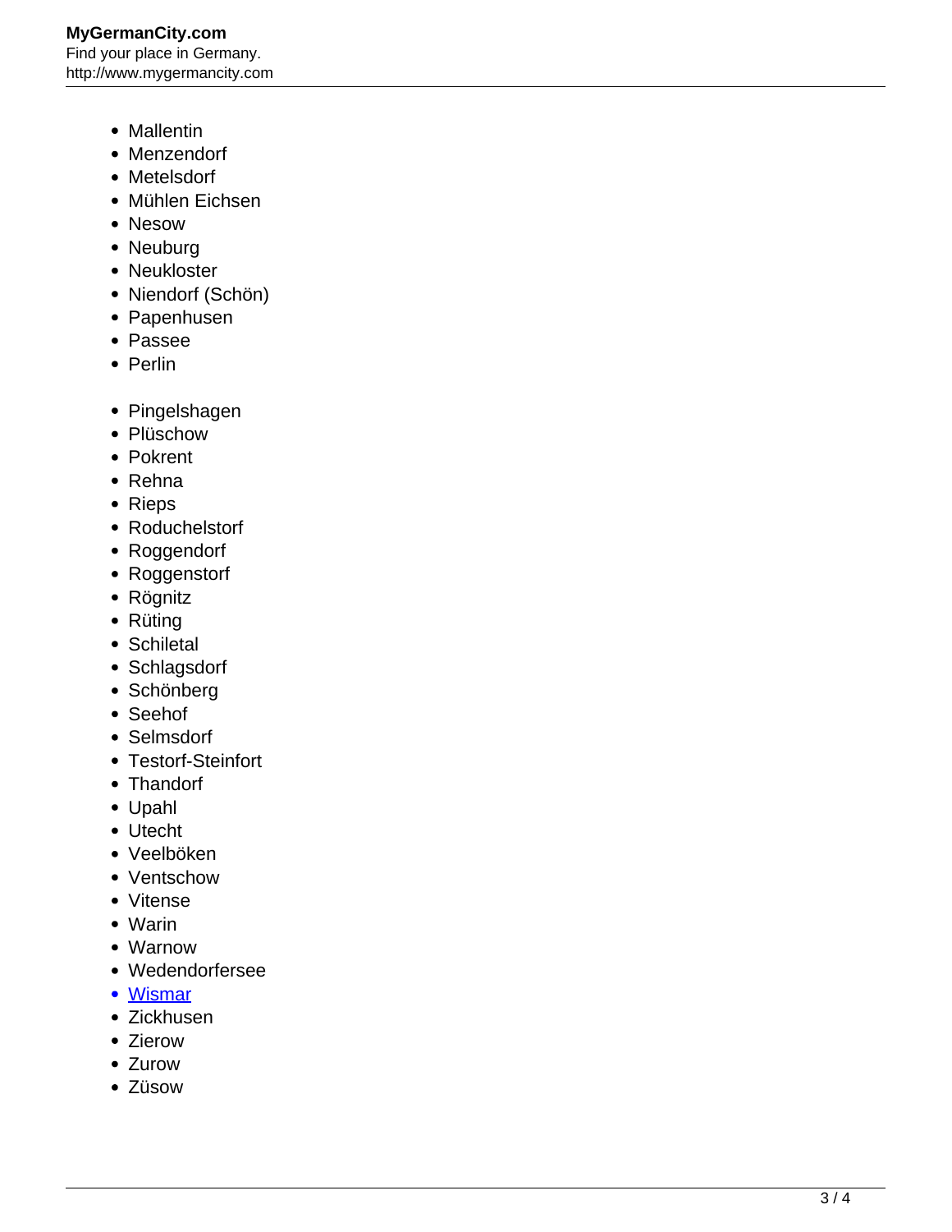- Mallentin
- Menzendorf
- Metelsdorf
- Mühlen Eichsen
- Nesow
- Neuburg
- Neukloster
- Niendorf (Schön)
- Papenhusen
- Passee
- Perlin

- Pingelshagen
- Plüschow
- Pokrent
- Rehna
- Rieps
- Roduchelstorf
- Roggendorf
- Roggenstorf
- Rögnitz
- Rüting
- Schiletal
- Schlagsdorf
- Schönberg
- Seehof
- Selmsdorf
- Testorf-Steinfort
- Thandorf
- Upahl
- Utecht
- Veelböken
- Ventschow
- Vitense
- Warin
- Warnow
- Wedendorfersee
- Wismar
- Zickhusen
- Zierow
- Zurow
- Züsow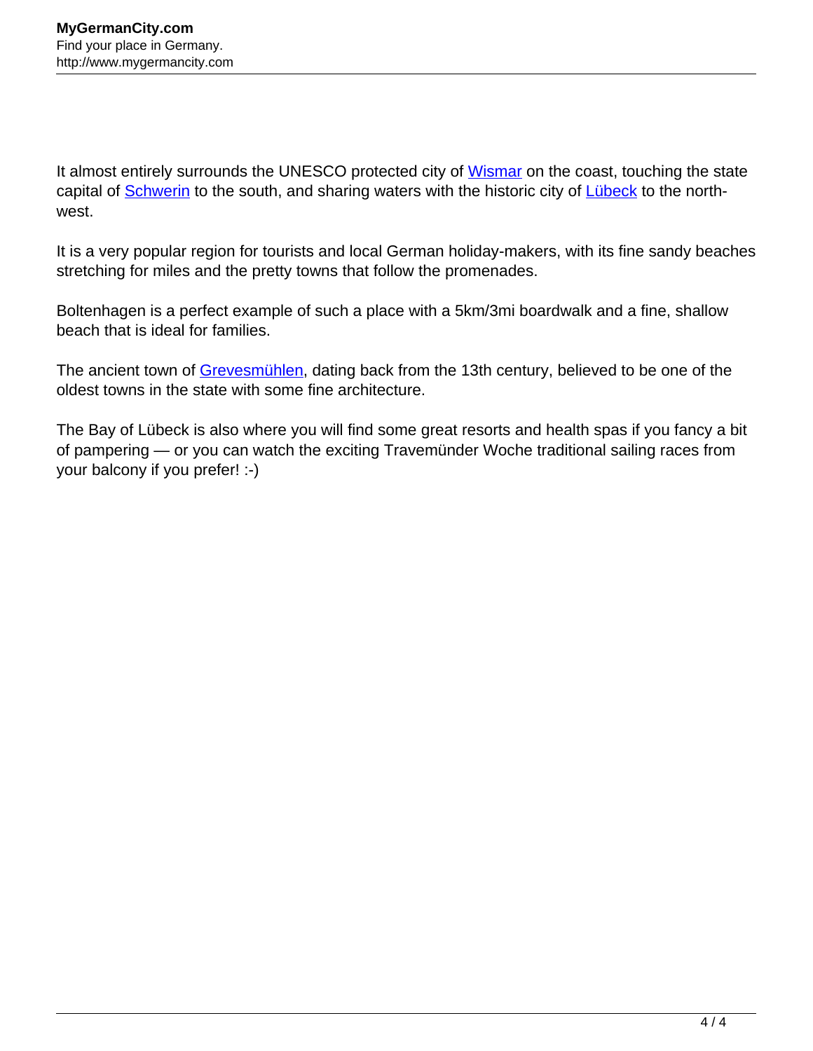It almost entirely surrounds the UNESCO protected city of Wismar on the coast, touching the state capital of Schwerin to the south, and sharing waters with the historic city of Lübeck to the north-west.

It is a very popular region for tourists and local German holiday-makers, with its fine sandy beaches stretching for miles and the pretty towns that follow the promenades.

Boltenhagen is a perfect example of such a place with a 5km/3mi boardwalk and a fine, shallow beach that is ideal for families.

The ancient town of Grevesmühlen, dating back from the 13th century, believed to be one of the oldest towns in the state with some fine architecture.

The Bay of Lübeck is also where you will find some great resorts and health spas if you fancy a bit of pampering — or you can watch the exciting Travemünder Woche traditional sailing races from your balcony if you prefer! :-)